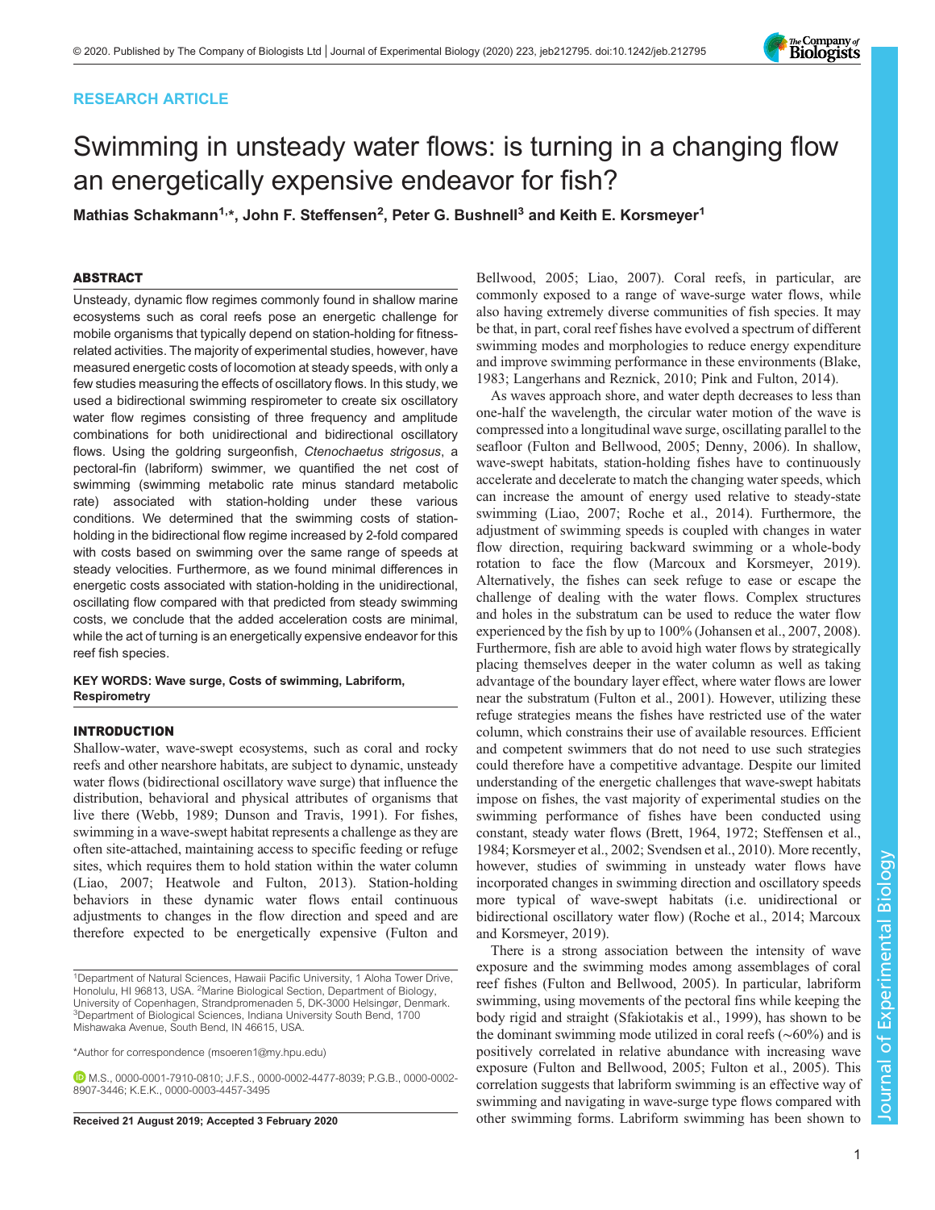RESEARCH ARTICLE

# Swimming in unsteady water flows: is turning in a changing flow an energetically expensive endeavor for fish?

**Mathias Schakmann[1,*], John F. Steffensen[2], Peter G. Bushnell[3] and Keith E. Korsmeyer[1]**

## ABSTRACT

Unsteady, dynamic flow regimes commonly found in shallow marine ecosystems such as coral reefs pose an energetic challenge for mobile organisms that typically depend on station-holding for fitness-related activities. The majority of experimental studies, however, have measured energetic costs of locomotion at steady speeds, with only a few studies measuring the effects of oscillatory flows. In this study, we used a bidirectional swimming respirometer to create six oscillatory water flow regimes consisting of three frequency and amplitude combinations for both unidirectional and bidirectional oscillatory flows. Using the goldring surgeonfish, *Ctenochaetus strigosus*, a pectoral-fin (labriform) swimmer, we quantified the net cost of swimming (swimming metabolic rate minus standard metabolic rate) associated with station-holding under these various conditions. We determined that the swimming costs of station-holding in the bidirectional flow regime increased by 2-fold compared with costs based on swimming over the same range of speeds at steady velocities. Furthermore, as we found minimal differences in energetic costs associated with station-holding in the unidirectional, oscillating flow compared with that predicted from steady swimming costs, we conclude that the added acceleration costs are minimal, while the act of turning is an energetically expensive endeavor for this reef fish species.

**KEY WORDS: Wave surge, Costs of swimming, Labriform, Respirometry**

## INTRODUCTION

Shallow-water, wave-swept ecosystems, such as coral and rocky reefs and other nearshore habitats, are subject to dynamic, unsteady water flows (bidirectional oscillatory wave surge) that influence the distribution, behavioral and physical attributes of organisms that live there (Webb, 1989; Dunson and Travis, 1991). For fishes, swimming in a wave-swept habitat represents a challenge as they are often site-attached, maintaining access to specific feeding or refuge sites, which requires them to hold station within the water column (Liao, 2007; Heatwole and Fulton, 2013). Station-holding behaviors in these dynamic water flows entail continuous adjustments to changes in the flow direction and speed and are therefore expected to be energetically expensive (Fulton and Bellwood, 2005; Liao, 2007). Coral reefs, in particular, are commonly exposed to a range of wave-surge water flows, while also having extremely diverse communities of fish species. It may be that, in part, coral reef fishes have evolved a spectrum of different swimming modes and morphologies to reduce energy expenditure and improve swimming performance in these environments (Blake, 1983; Langerhans and Reznick, 2010; Pink and Fulton, 2014).

As waves approach shore, and water depth decreases to less than one-half the wavelength, the circular water motion of the wave is compressed into a longitudinal wave surge, oscillating parallel to the seafloor (Fulton and Bellwood, 2005; Denny, 2006). In shallow, wave-swept habitats, station-holding fishes have to continuously accelerate and decelerate to match the changing water speeds, which can increase the amount of energy used relative to steady-state swimming (Liao, 2007; Roche et al., 2014). Furthermore, the adjustment of swimming speeds is coupled with changes in water flow direction, requiring backward swimming or a whole-body rotation to face the flow (Marcoux and Korsmeyer, 2019). Alternatively, the fishes can seek refuge to ease or escape the challenge of dealing with the water flows. Complex structures and holes in the substratum can be used to reduce the water flow experienced by the fish by up to 100% (Johansen et al., 2007, 2008). Furthermore, fish are able to avoid high water flows by strategically placing themselves deeper in the water column as well as taking advantage of the boundary layer effect, where water flows are lower near the substratum (Fulton et al., 2001). However, utilizing these refuge strategies means the fishes have restricted use of the water column, which constrains their use of available resources. Efficient and competent swimmers that do not need to use such strategies could therefore have a competitive advantage. Despite our limited understanding of the energetic challenges that wave-swept habitats impose on fishes, the vast majority of experimental studies on the swimming performance of fishes have been conducted using constant, steady water flows (Brett, 1964, 1972; Steffensen et al., 1984; Korsmeyer et al., 2002; Svendsen et al., 2010). More recently, however, studies of swimming in unsteady water flows have incorporated changes in swimming direction and oscillatory speeds more typical of wave-swept habitats (i.e. unidirectional or bidirectional oscillatory water flow) (Roche et al., 2014; Marcoux and Korsmeyer, 2019).

There is a strong association between the intensity of wave exposure and the swimming modes among assemblages of coral reef fishes (Fulton and Bellwood, 2005). In particular, labriform swimming, using movements of the pectoral fins while keeping the body rigid and straight (Sfakiotakis et al., 1999), has shown to be the dominant swimming mode utilized in coral reefs (~60%) and is positively correlated in relative abundance with increasing wave exposure (Fulton and Bellwood, 2005; Fulton et al., 2005). This correlation suggests that labriform swimming is an effective way of swimming and navigating in wave-surge type flows compared with other swimming forms. Labriform swimming has been shown to

---

[1]Department of Natural Sciences, Hawaii Pacific University, 1 Aloha Tower Drive, Honolulu, HI 96813, USA. [2]Marine Biological Section, Department of Biology, University of Copenhagen, Strandpromenaden 5, DK-3000 Helsingør, Denmark. [3]Department of Biological Sciences, Indiana University South Bend, 1700 Mishawaka Avenue, South Bend, IN 46615, USA.

*Author for correspondence (msoeren1@my.hpu.edu)

M.S., 0000-0001-7910-0810; J.F.S., 0000-0002-4477-8039; P.G.B., 0000-0002-8907-3446; K.E.K., 0000-0003-4457-3495

**Received 21 August 2019; Accepted 3 February 2020**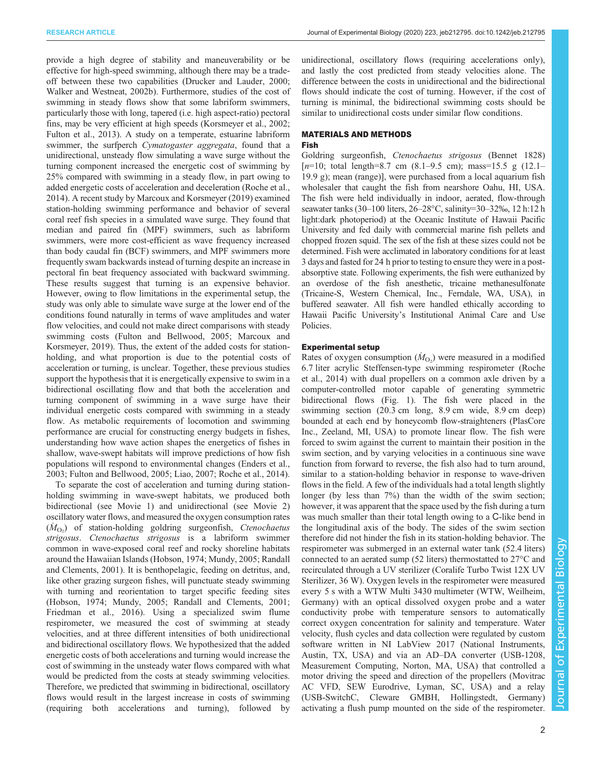provide a high degree of stability and maneuverability or be effective for high-speed swimming, although there may be a trade-off between these two capabilities (Drucker and Lauder, 2000; Walker and Westneat, 2002b). Furthermore, studies of the cost of swimming in steady flows show that some labriform swimmers, particularly those with long, tapered (i.e. high aspect-ratio) pectoral fins, may be very efficient at high speeds (Korsmeyer et al., 2002; Fulton et al., 2013). A study on a temperate, estuarine labriform swimmer, the surfperch *Cymatogaster aggregata*, found that a unidirectional, unsteady flow simulating a wave surge without the turning component increased the energetic cost of swimming by 25% compared with swimming in a steady flow, in part owing to added energetic costs of acceleration and deceleration (Roche et al., 2014). A recent study by Marcoux and Korsmeyer (2019) examined station-holding swimming performance and behavior of several coral reef fish species in a simulated wave surge. They found that median and paired fin (MPF) swimmers, such as labriform swimmers, were more cost-efficient as wave frequency increased than body caudal fin (BCF) swimmers, and MPF swimmers more frequently swam backwards instead of turning despite an increase in pectoral fin beat frequency associated with backward swimming. These results suggest that turning is an expensive behavior. However, owing to flow limitations in the experimental setup, the study was only able to simulate wave surge at the lower end of the conditions found naturally in terms of wave amplitudes and water flow velocities, and could not make direct comparisons with steady swimming costs (Fulton and Bellwood, 2005; Marcoux and Korsmeyer, 2019). Thus, the extent of the added costs for station-holding, and what proportion is due to the potential costs of acceleration or turning, is unclear. Together, these previous studies support the hypothesis that it is energetically expensive to swim in a bidirectional oscillating flow and that both the acceleration and turning component of swimming in a wave surge have their individual energetic costs compared with swimming in a steady flow. As metabolic requirements of locomotion and swimming performance are crucial for constructing energy budgets in fishes, understanding how wave action shapes the energetics of fishes in shallow, wave-swept habitats will improve predictions of how fish populations will respond to environmental changes (Enders et al., 2003; Fulton and Bellwood, 2005; Liao, 2007; Roche et al., 2014).

To separate the cost of acceleration and turning during station-holding swimming in wave-swept habitats, we produced both bidirectional (see Movie 1) and unidirectional (see Movie 2) oscillatory water flows, and measured the oxygen consumption rates ($\dot{M}_{O_2}$) of station-holding goldring surgeonfish, *Ctenochaetus strigosus*. *Ctenochaetus strigosus* is a labriform swimmer common in wave-exposed coral reef and rocky shoreline habitats around the Hawaiian Islands (Hobson, 1974; Mundy, 2005; Randall and Clements, 2001). It is benthopelagic, feeding on detritus, and, like other grazing surgeon fishes, will punctuate steady swimming with turning and reorientation to target specific feeding sites (Hobson, 1974; Mundy, 2005; Randall and Clements, 2001; Friedman et al., 2016). Using a specialized swim flume respirometer, we measured the cost of swimming at steady velocities, and at three different intensities of both unidirectional and bidirectional oscillatory flows. We hypothesized that the added energetic costs of both accelerations and turning would increase the cost of swimming in the unsteady water flows compared with what would be predicted from the costs at steady swimming velocities. Therefore, we predicted that swimming in bidirectional, oscillatory flows would result in the largest increase in costs of swimming (requiring both accelerations and turning), followed by unidirectional, oscillatory flows (requiring accelerations only), and lastly the cost predicted from steady velocities alone. The difference between the costs in unidirectional and the bidirectional flows should indicate the cost of turning. However, if the cost of turning is minimal, the bidirectional swimming costs should be similar to unidirectional costs under similar flow conditions.

## MATERIALS AND METHODS

### Fish

Goldring surgeonfish, *Ctenochaetus strigosus* (Bennet 1828) [$n$=10; total length=8.7 cm (8.1–9.5 cm); mass=15.5 g (12.1–19.9 g); mean (range)], were purchased from a local aquarium fish wholesaler that caught the fish from nearshore Oahu, HI, USA. The fish were held individually in indoor, aerated, flow-through seawater tanks (30–100 liters, 26–28°C, salinity=30–32‰, 12 h:12 h light:dark photoperiod) at the Oceanic Institute of Hawaii Pacific University and fed daily with commercial marine fish pellets and chopped frozen squid. The sex of the fish at these sizes could not be determined. Fish were acclimated in laboratory conditions for at least 3 days and fasted for 24 h prior to testing to ensure they were in a post-absorptive state. Following experiments, the fish were euthanized by an overdose of the fish anesthetic, tricaine methanesulfonate (Tricaine-S, Western Chemical, Inc., Ferndale, WA, USA), in buffered seawater. All fish were handled ethically according to Hawaii Pacific University's Institutional Animal Care and Use Policies.

### Experimental setup

Rates of oxygen consumption ($\dot{M}_{O_2}$) were measured in a modified 6.7 liter acrylic Steffensen-type swimming respirometer (Roche et al., 2014) with dual propellers on a common axle driven by a computer-controlled motor capable of generating symmetric bidirectional flows (Fig. 1). The fish were placed in the swimming section (20.3 cm long, 8.9 cm wide, 8.9 cm deep) bounded at each end by honeycomb flow-straighteners (PlasCore Inc., Zeeland, MI, USA) to promote linear flow. The fish were forced to swim against the current to maintain their position in the swim section, and by varying velocities in a continuous sine wave function from forward to reverse, the fish also had to turn around, similar to a station-holding behavior in response to wave-driven flows in the field. A few of the individuals had a total length slightly longer (by less than 7%) than the width of the swim section; however, it was apparent that the space used by the fish during a turn was much smaller than their total length owing to a C-like bend in the longitudinal axis of the body. The sides of the swim section therefore did not hinder the fish in its station-holding behavior. The respirometer was submerged in an external water tank (52.4 liters) connected to an aerated sump (52 liters) thermostatted to 27°C and recirculated through a UV sterilizer (Coralife Turbo Twist 12X UV Sterilizer, 36 W). Oxygen levels in the respirometer were measured every 5 s with a WTW Multi 3430 multimeter (WTW, Weilheim, Germany) with an optical dissolved oxygen probe and a water conductivity probe with temperature sensors to automatically correct oxygen concentration for salinity and temperature. Water velocity, flush cycles and data collection were regulated by custom software written in NI LabView 2017 (National Instruments, Austin, TX, USA) and via an AD–DA converter (USB-1208, Measurement Computing, Norton, MA, USA) that controlled a motor driving the speed and direction of the propellers (Movitrac AC VFD, SEW Eurodrive, Lyman, SC, USA) and a relay (USB-SwitchC, Cleware GMBH, Hollingstedt, Germany) activating a flush pump mounted on the side of the respirometer.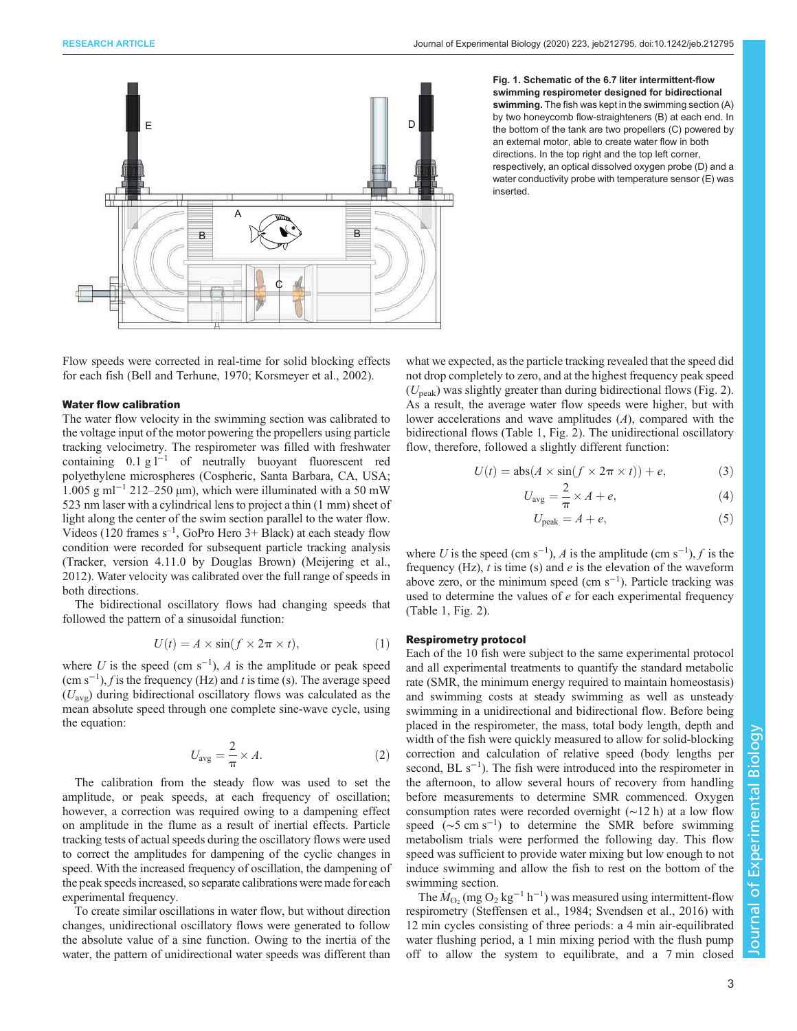**Fig. 1. Schematic of the 6.7 liter intermittent-flow swimming respirometer designed for bidirectional swimming.** The fish was kept in the swimming section (A) by two honeycomb flow-straighteners (B) at each end. In the bottom of the tank are two propellers (C) powered by an external motor, able to create water flow in both directions. In the top right and the top left corner, respectively, an optical dissolved oxygen probe (D) and a water conductivity probe with temperature sensor (E) was inserted.

Flow speeds were corrected in real-time for solid blocking effects for each fish (Bell and Terhune, 1970; Korsmeyer et al., 2002).

#### Water flow calibration

The water flow velocity in the swimming section was calibrated to the voltage input of the motor powering the propellers using particle tracking velocimetry. The respirometer was filled with freshwater containing 0.1 g $l^{-1}$ of neutrally buoyant fluorescent red polyethylene microspheres (Cospheric, Santa Barbara, CA, USA; 1.005 g $ml^{-1}$ 212–250 µm), which were illuminated with a 50 mW 523 nm laser with a cylindrical lens to project a thin (1 mm) sheet of light along the center of the swim section parallel to the water flow. Videos (120 frames $s^{-1}$, GoPro Hero 3+ Black) at each steady flow condition were recorded for subsequent particle tracking analysis (Tracker, version 4.11.0 by Douglas Brown) (Meijering et al., 2012). Water velocity was calibrated over the full range of speeds in both directions.

The bidirectional oscillatory flows had changing speeds that followed the pattern of a sinusoidal function:

$$U(t) = A \times \sin(f \times 2\pi \times t), \tag{1}$$

where $U$ is the speed (cm $s^{-1}$), $A$ is the amplitude or peak speed (cm $s^{-1}$), $f$ is the frequency (Hz) and $t$ is time (s). The average speed ($U_{avg}$) during bidirectional oscillatory flows was calculated as the mean absolute speed through one complete sine-wave cycle, using the equation:

$$U_{avg} = \frac{2}{\pi} \times A. \tag{2}$$

The calibration from the steady flow was used to set the amplitude, or peak speeds, at each frequency of oscillation; however, a correction was required owing to a dampening effect on amplitude in the flume as a result of inertial effects. Particle tracking tests of actual speeds during the oscillatory flows were used to correct the amplitudes for dampening of the cyclic changes in speed. With the increased frequency of oscillation, the dampening of the peak speeds increased, so separate calibrations were made for each experimental frequency.

To create similar oscillations in water flow, but without direction changes, unidirectional oscillatory flows were generated to follow the absolute value of a sine function. Owing to the inertia of the water, the pattern of unidirectional water speeds was different than what we expected, as the particle tracking revealed that the speed did not drop completely to zero, and at the highest frequency peak speed ($U_{peak}$) was slightly greater than during bidirectional flows (Fig. 2). As a result, the average water flow speeds were higher, but with lower accelerations and wave amplitudes ($A$), compared with the bidirectional flows (Table 1, Fig. 2). The unidirectional oscillatory flow, therefore, followed a slightly different function:

$$U(t) = \mathrm{abs}(A \times \sin(f \times 2\pi \times t)) + e, \tag{3}$$

$$U_{avg} = \frac{2}{\pi} \times A + e, \tag{4}$$

$$U_{peak} = A + e, \tag{5}$$

where $U$ is the speed (cm $s^{-1}$), $A$ is the amplitude (cm $s^{-1}$), $f$ is the frequency (Hz), $t$ is time (s) and $e$ is the elevation of the waveform above zero, or the minimum speed (cm $s^{-1}$). Particle tracking was used to determine the values of $e$ for each experimental frequency (Table 1, Fig. 2).

#### Respirometry protocol

Each of the 10 fish were subject to the same experimental protocol and all experimental treatments to quantify the standard metabolic rate (SMR, the minimum energy required to maintain homeostasis) and swimming costs at steady swimming as well as unsteady swimming in a unidirectional and bidirectional flow. Before being placed in the respirometer, the mass, total body length, depth and width of the fish were quickly measured to allow for solid-blocking correction and calculation of relative speed (body lengths per second, BL $s^{-1}$). The fish were introduced into the respirometer in the afternoon, to allow several hours of recovery from handling before measurements to determine SMR commenced. Oxygen consumption rates were recorded overnight (~12 h) at a low flow speed (~5 cm $s^{-1}$) to determine the SMR before swimming metabolism trials were performed the following day. This flow speed was sufficient to provide water mixing but low enough to not induce swimming and allow the fish to rest on the bottom of the swimming section.

The $\dot{M}_{O_2}$ (mg $O_2$ $kg^{-1}$ $h^{-1}$) was measured using intermittent-flow respirometry (Steffensen et al., 1984; Svendsen et al., 2016) with 12 min cycles consisting of three periods: a 4 min air-equilibrated water flushing period, a 1 min mixing period with the flush pump off to allow the system to equilibrate, and a 7 min closed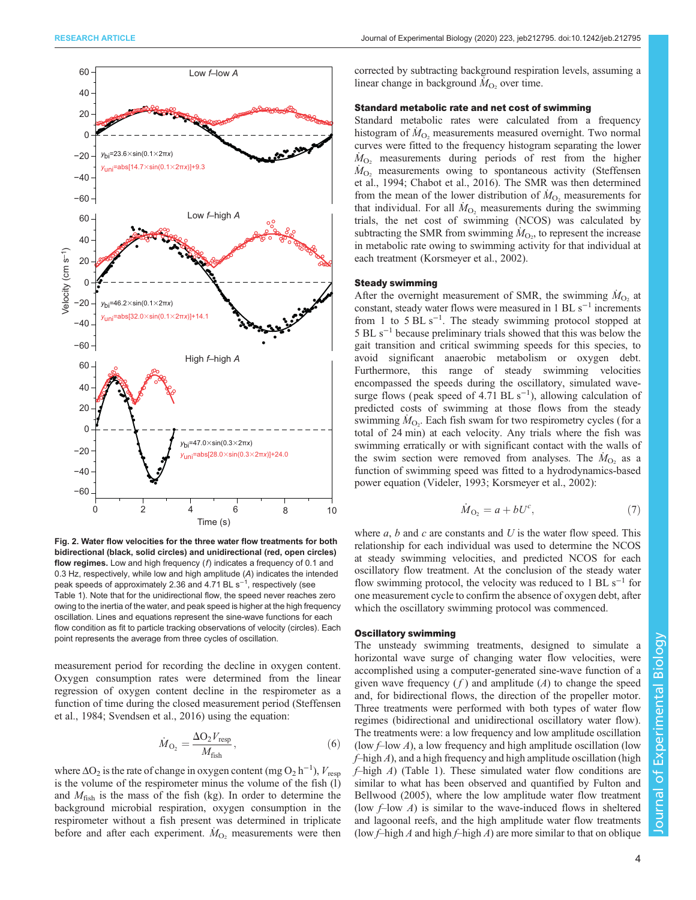**Fig. 2. Water flow velocities for the three water flow treatments for both bidirectional (black, solid circles) and unidirectional (red, open circles) flow regimes.** Low and high frequency ($f$) indicates a frequency of 0.1 and 0.3 Hz, respectively, while low and high amplitude ($A$) indicates the intended peak speeds of approximately 2.36 and 4.71 BL s$^{-1}$, respectively (see Table 1). Note that for the unidirectional flow, the speed never reaches zero owing to the inertia of the water, and peak speed is higher at the high frequency oscillation. Lines and equations represent the sine-wave functions for each flow condition as fit to particle tracking observations of velocity (circles). Each point represents the average from three cycles of oscillation.

measurement period for recording the decline in oxygen content. Oxygen consumption rates were determined from the linear regression of oxygen content decline in the respirometer as a function of time during the closed measurement period (Steffensen et al., 1984; Svendsen et al., 2016) using the equation:

$$\dot{M}_{O_2} = \frac{\Delta O_2 V_{resp}}{M_{fish}}, \quad (6)$$

where $\Delta O_2$ is the rate of change in oxygen content (mg $O_2$ h$^{-1}$), $V_{resp}$ is the volume of the respirometer minus the volume of the fish (l) and $M_{fish}$ is the mass of the fish (kg). In order to determine the background microbial respiration, oxygen consumption in the respirometer without a fish present was determined in triplicate before and after each experiment. $\dot{M}_{O_2}$ measurements were then corrected by subtracting background respiration levels, assuming a linear change in background $\dot{M}_{O_2}$ over time.

### Standard metabolic rate and net cost of swimming

Standard metabolic rates were calculated from a frequency histogram of $\dot{M}_{O_2}$ measurements measured overnight. Two normal curves were fitted to the frequency histogram separating the lower $\dot{M}_{O_2}$ measurements during periods of rest from the higher $\dot{M}_{O_2}$ measurements owing to spontaneous activity (Steffensen et al., 1994; Chabot et al., 2016). The SMR was then determined from the mean of the lower distribution of $\dot{M}_{O_2}$ measurements for that individual. For all $\dot{M}_{O_2}$ measurements during the swimming trials, the net cost of swimming (NCOS) was calculated by subtracting the SMR from swimming $\dot{M}_{O_2}$, to represent the increase in metabolic rate owing to swimming activity for that individual at each treatment (Korsmeyer et al., 2002).

### Steady swimming

After the overnight measurement of SMR, the swimming $\dot{M}_{O_2}$ at constant, steady water flows were measured in 1 BL s$^{-1}$ increments from 1 to 5 BL s$^{-1}$. The steady swimming protocol stopped at 5 BL s$^{-1}$ because preliminary trials showed that this was below the gait transition and critical swimming speeds for this species, to avoid significant anaerobic metabolism or oxygen debt. Furthermore, this range of steady swimming velocities encompassed the speeds during the oscillatory, simulated wave-surge flows (peak speed of 4.71 BL s$^{-1}$), allowing calculation of predicted costs of swimming at those flows from the steady swimming $\dot{M}_{O_2}$. Each fish swam for two respirometry cycles (for a total of 24 min) at each velocity. Any trials where the fish was swimming erratically or with significant contact with the walls of the swim section were removed from analyses. The $\dot{M}_{O_2}$ as a function of swimming speed was fitted to a hydrodynamics-based power equation (Videler, 1993; Korsmeyer et al., 2002):

$$\dot{M}_{O_2} = a + bU^c, \quad (7)$$

where $a$, $b$ and $c$ are constants and $U$ is the water flow speed. This relationship for each individual was used to determine the NCOS at steady swimming velocities, and predicted NCOS for each oscillatory flow treatment. At the conclusion of the steady water flow swimming protocol, the velocity was reduced to 1 BL s$^{-1}$ for one measurement cycle to confirm the absence of oxygen debt, after which the oscillatory swimming protocol was commenced.

### Oscillatory swimming

The unsteady swimming treatments, designed to simulate a horizontal wave surge of changing water flow velocities, were accomplished using a computer-generated sine-wave function of a given wave frequency ($f$) and amplitude ($A$) to change the speed and, for bidirectional flows, the direction of the propeller motor. Three treatments were performed with both types of water flow regimes (bidirectional and unidirectional oscillatory water flow). The treatments were: a low frequency and low amplitude oscillation (low $f$–low $A$), a low frequency and high amplitude oscillation (low $f$–high $A$), and a high frequency and high amplitude oscillation (high $f$–high $A$) (Table 1). These simulated water flow conditions are similar to what has been observed and quantified by Fulton and Bellwood (2005), where the low amplitude water flow treatment (low $f$–low $A$) is similar to the wave-induced flows in sheltered and lagoonal reefs, and the high amplitude water flow treatments (low $f$–high $A$ and high $f$–high $A$) are more similar to that on oblique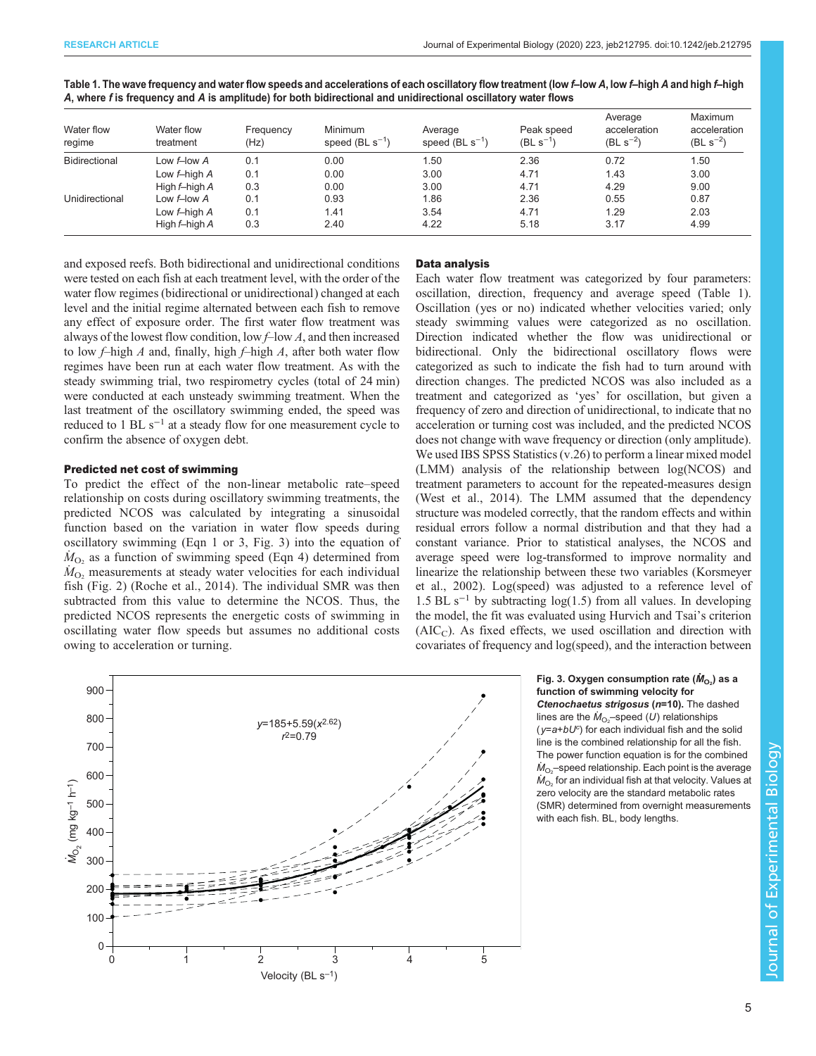**Table 1. The wave frequency and water flow speeds and accelerations of each oscillatory flow treatment (low *f*–low *A*, low *f*–high *A* and high *f*–high *A*, where *f* is frequency and *A* is amplitude) for both bidirectional and unidirectional oscillatory water flows**

| Water flow regime | Water flow treatment | Frequency (Hz) | Minimum speed (BL $s^{-1}$) | Average speed (BL $s^{-1}$) | Peak speed (BL $s^{-1}$) | Average acceleration (BL $s^{-2}$) | Maximum acceleration (BL $s^{-2}$) |
|---|---|---|---|---|---|---|---|
| Bidirectional | Low *f*–low *A* | 0.1 | 0.00 | 1.50 | 2.36 | 0.72 | 1.50 |
| | Low *f*–high *A* | 0.1 | 0.00 | 3.00 | 4.71 | 1.43 | 3.00 |
| | High *f*–high *A* | 0.3 | 0.00 | 3.00 | 4.71 | 4.29 | 9.00 |
| Unidirectional | Low *f*–low *A* | 0.1 | 0.93 | 1.86 | 2.36 | 0.55 | 0.87 |
| | Low *f*–high *A* | 0.1 | 1.41 | 3.54 | 4.71 | 1.29 | 2.03 |
| | High *f*–high *A* | 0.3 | 2.40 | 4.22 | 5.18 | 3.17 | 4.99 |

and exposed reefs. Both bidirectional and unidirectional conditions were tested on each fish at each treatment level, with the order of the water flow regimes (bidirectional or unidirectional) changed at each level and the initial regime alternated between each fish to remove any effect of exposure order. The first water flow treatment was always of the lowest flow condition, low *f*–low *A*, and then increased to low *f*–high *A* and, finally, high *f*–high *A*, after both water flow regimes have been run at each water flow treatment. As with the steady swimming trial, two respirometry cycles (total of 24 min) were conducted at each unsteady swimming treatment. When the last treatment of the oscillatory swimming ended, the speed was reduced to 1 BL $s^{-1}$ at a steady flow for one measurement cycle to confirm the absence of oxygen debt.

### Predicted net cost of swimming

To predict the effect of the non-linear metabolic rate–speed relationship on costs during oscillatory swimming treatments, the predicted NCOS was calculated by integrating a sinusoidal function based on the variation in water flow speeds during oscillatory swimming (Eqn 1 or 3, Fig. 3) into the equation of $\dot{M}_{O_2}$ as a function of swimming speed (Eqn 4) determined from $\dot{M}_{O_2}$ measurements at steady water velocities for each individual fish (Fig. 2) (Roche et al., 2014). The individual SMR was then subtracted from this value to determine the NCOS. Thus, the predicted NCOS represents the energetic costs of swimming in oscillating water flow speeds but assumes no additional costs owing to acceleration or turning.

### Data analysis

Each water flow treatment was categorized by four parameters: oscillation, direction, frequency and average speed (Table 1). Oscillation (yes or no) indicated whether velocities varied; only steady swimming values were categorized as no oscillation. Direction indicated whether the flow was unidirectional or bidirectional. Only the bidirectional oscillatory flows were categorized as such to indicate the fish had to turn around with direction changes. The predicted NCOS was also included as a treatment and categorized as 'yes' for oscillation, but given a frequency of zero and direction of unidirectional, to indicate that no acceleration or turning cost was included, and the predicted NCOS does not change with wave frequency or direction (only amplitude). We used IBS SPSS Statistics (v.26) to perform a linear mixed model (LMM) analysis of the relationship between log(NCOS) and treatment parameters to account for the repeated-measures design (West et al., 2014). The LMM assumed that the dependency structure was modeled correctly, that the random effects and within residual errors follow a normal distribution and that they had a constant variance. Prior to statistical analyses, the NCOS and average speed were log-transformed to improve normality and linearize the relationship between these two variables (Korsmeyer et al., 2002). Log(speed) was adjusted to a reference level of 1.5 BL $s^{-1}$ by subtracting log(1.5) from all values. In developing the model, the fit was evaluated using Hurvich and Tsai's criterion ($AIC_C$). As fixed effects, we used oscillation and direction with covariates of frequency and log(speed), and the interaction between

**Fig. 3. Oxygen consumption rate ($\dot{M}_{O_2}$) as a function of swimming velocity for *Ctenochaetus strigosus* (*n*=10).** The dashed lines are the $\dot{M}_{O_2}$–speed ($U$) relationships ($y=a+bU^c$) for each individual fish and the solid line is the combined relationship for all the fish. The power function equation is for the combined $\dot{M}_{O_2}$–speed relationship. Each point is the average $\dot{M}_{O_2}$ for an individual fish at that velocity. Values at zero velocity are the standard metabolic rates (SMR) determined from overnight measurements with each fish. BL, body lengths.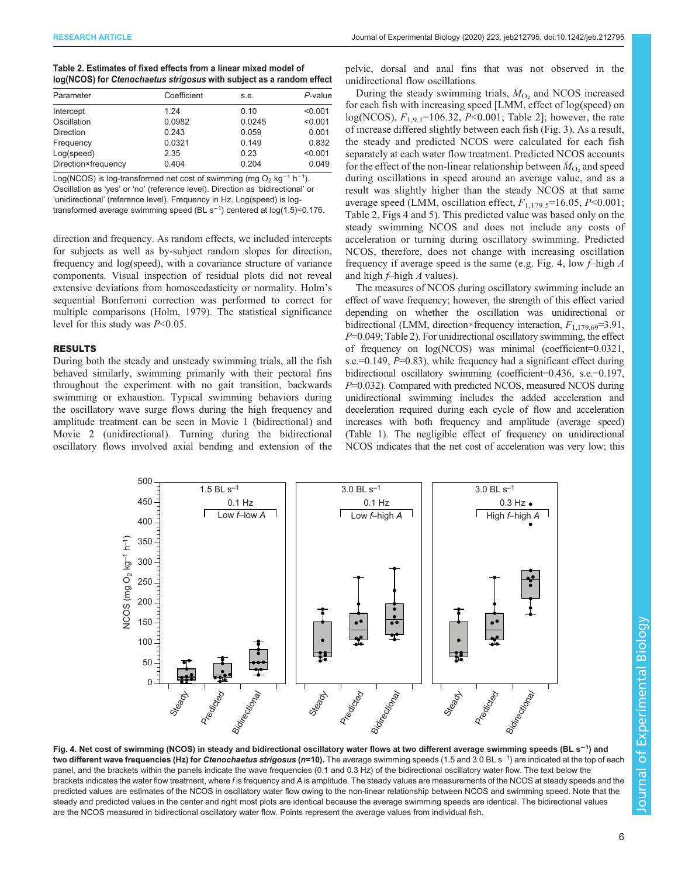**Table 2. Estimates of fixed effects from a linear mixed model of log(NCOS) for *Ctenochaetus strigosus* with subject as a random effect**

| Parameter | Coefficient | s.e. | *P*-value |
|---|---|---|---|
| Intercept | 1.24 | 0.10 | <0.001 |
| Oscillation | 0.0982 | 0.0245 | <0.001 |
| Direction | 0.243 | 0.059 | 0.001 |
| Frequency | 0.0321 | 0.149 | 0.832 |
| Log(speed) | 2.35 | 0.23 | <0.001 |
| Direction×frequency | 0.404 | 0.204 | 0.049 |

Log(NCOS) is log-transformed net cost of swimming (mg $O_2$ kg$^{-1}$ h$^{-1}$). Oscillation as 'yes' or 'no' (reference level). Direction as 'bidirectional' or 'unidirectional' (reference level). Frequency in Hz. Log(speed) is log-transformed average swimming speed (BL s$^{-1}$) centered at log(1.5)=0.176.

direction and frequency. As random effects, we included intercepts for subjects as well as by-subject random slopes for direction, frequency and log(speed), with a covariance structure of variance components. Visual inspection of residual plots did not reveal extensive deviations from homoscedasticity or normality. Holm's sequential Bonferroni correction was performed to correct for multiple comparisons (Holm, 1979). The statistical significance level for this study was $P<0.05$.

## RESULTS

During both the steady and unsteady swimming trials, all the fish behaved similarly, swimming primarily with their pectoral fins throughout the experiment with no gait transition, backwards swimming or exhaustion. Typical swimming behaviors during the oscillatory wave surge flows during the high frequency and amplitude treatment can be seen in Movie 1 (bidirectional) and Movie 2 (unidirectional). Turning during the bidirectional oscillatory flows involved axial bending and extension of the pelvic, dorsal and anal fins that was not observed in the unidirectional flow oscillations.

During the steady swimming trials, $\dot{M}_{O_2}$ and NCOS increased for each fish with increasing speed [LMM, effect of log(speed) on log(NCOS), $F_{1,9.1}$=106.32, $P$<0.001; Table 2]; however, the rate of increase differed slightly between each fish (Fig. 3). As a result, the steady and predicted NCOS were calculated for each fish separately at each water flow treatment. Predicted NCOS accounts for the effect of the non-linear relationship between $\dot{M}_{O_2}$ and speed during oscillations in speed around an average value, and as a result was slightly higher than the steady NCOS at that same average speed (LMM, oscillation effect, $F_{1,179.5}$=16.05, $P$<0.001; Table 2, Figs 4 and 5). This predicted value was based only on the steady swimming NCOS and does not include any costs of acceleration or turning during oscillatory swimming. Predicted NCOS, therefore, does not change with increasing oscillation frequency if average speed is the same (e.g. Fig. 4, low *f*–high *A* and high *f*–high *A* values).

The measures of NCOS during oscillatory swimming include an effect of wave frequency; however, the strength of this effect varied depending on whether the oscillation was unidirectional or bidirectional (LMM, direction×frequency interaction, $F_{1,179.69}$=3.91, $P$=0.049; Table 2). For unidirectional oscillatory swimming, the effect of frequency on log(NCOS) was minimal (coefficient=0.0321, s.e.=0.149, $P$=0.83), while frequency had a significant effect during bidirectional oscillatory swimming (coefficient=0.436, s.e.=0.197, $P$=0.032). Compared with predicted NCOS, measured NCOS during unidirectional swimming includes the added acceleration and deceleration required during each cycle of flow and acceleration increases with both frequency and amplitude (average speed) (Table 1). The negligible effect of frequency on unidirectional NCOS indicates that the net cost of acceleration was very low; this

**Fig. 4. Net cost of swimming (NCOS) in steady and bidirectional oscillatory water flows at two different average swimming speeds (BL s$^{-1}$) and two different wave frequencies (Hz) for *Ctenochaetus strigosus* (*n*=10).** The average swimming speeds (1.5 and 3.0 BL s$^{-1}$) are indicated at the top of each panel, and the brackets within the panels indicate the wave frequencies (0.1 and 0.3 Hz) of the bidirectional oscillatory water flow. The text below the brackets indicates the water flow treatment, where *f* is frequency and *A* is amplitude. The steady values are measurements of the NCOS at steady speeds and the predicted values are estimates of the NCOS in oscillatory water flow owing to the non-linear relationship between NCOS and swimming speed. Note that the steady and predicted values in the center and right most plots are identical because the average swimming speeds are identical. The bidirectional values are the NCOS measured in bidirectional oscillatory water flow. Points represent the average values from individual fish.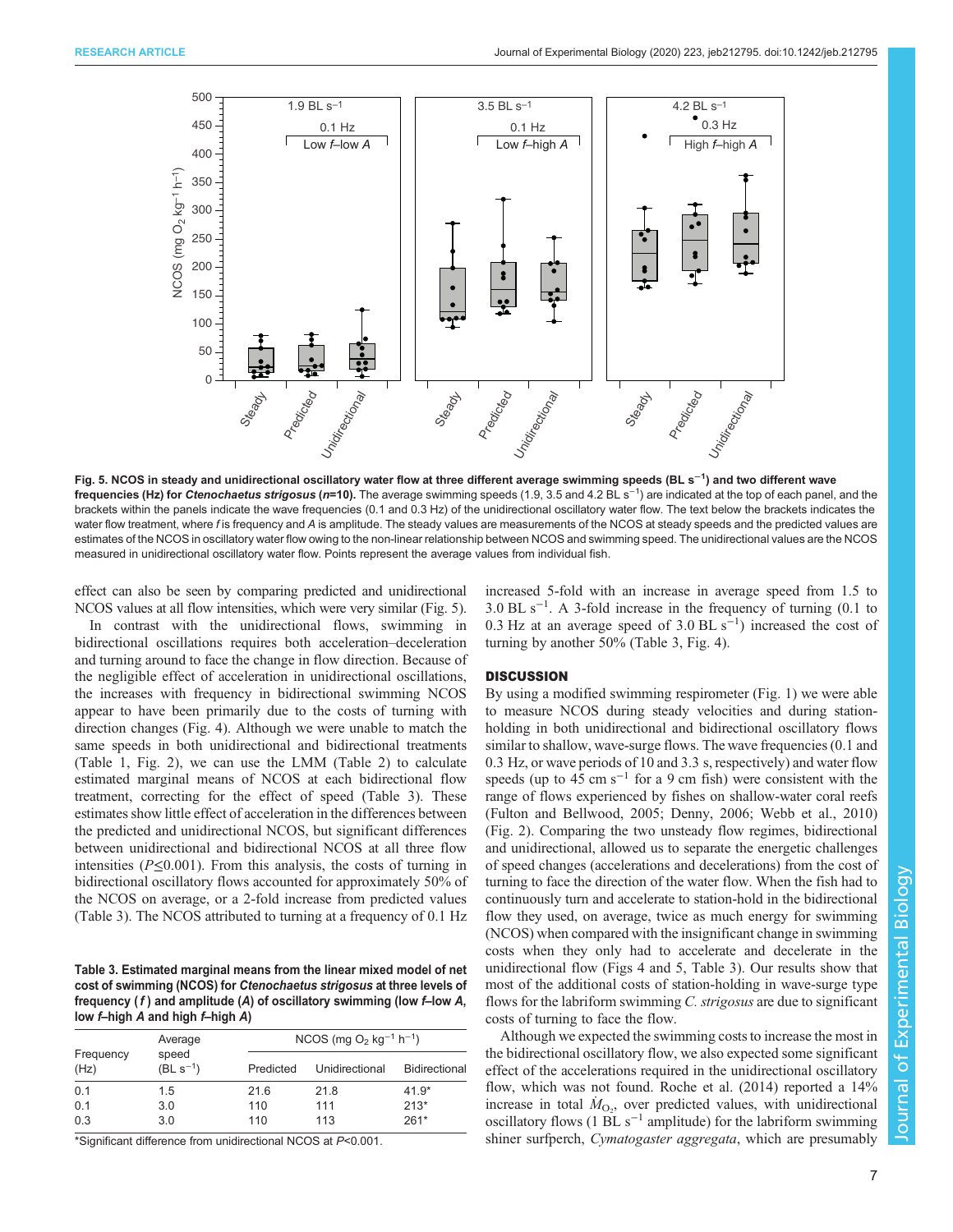Fig. 5. NCOS in steady and unidirectional oscillatory water flow at three different average swimming speeds (BL s$^{-1}$) and two different wave frequencies (Hz) for *Ctenochaetus strigosus* (*n*=10). The average swimming speeds (1.9, 3.5 and 4.2 BL s$^{-1}$) are indicated at the top of each panel, and the brackets within the panels indicate the wave frequencies (0.1 and 0.3 Hz) of the unidirectional oscillatory water flow. The text below the brackets indicates the water flow treatment, where *f* is frequency and *A* is amplitude. The steady values are measurements of the NCOS at steady speeds and the predicted values are estimates of the NCOS in oscillatory water flow owing to the non-linear relationship between NCOS and swimming speed. The unidirectional values are the NCOS measured in unidirectional oscillatory water flow. Points represent the average values from individual fish.

effect can also be seen by comparing predicted and unidirectional NCOS values at all flow intensities, which were very similar (Fig. 5).

In contrast with the unidirectional flows, swimming in bidirectional oscillations requires both acceleration–deceleration and turning around to face the change in flow direction. Because of the negligible effect of acceleration in unidirectional oscillations, the increases with frequency in bidirectional swimming NCOS appear to have been primarily due to the costs of turning with direction changes (Fig. 4). Although we were unable to match the same speeds in both unidirectional and bidirectional treatments (Table 1, Fig. 2), we can use the LMM (Table 2) to calculate estimated marginal means of NCOS at each bidirectional flow treatment, correcting for the effect of speed (Table 3). These estimates show little effect of acceleration in the differences between the predicted and unidirectional NCOS, but significant differences between unidirectional and bidirectional NCOS at all three flow intensities ($P \leq 0.001$). From this analysis, the costs of turning in bidirectional oscillatory flows accounted for approximately 50% of the NCOS on average, or a 2-fold increase from predicted values (Table 3). The NCOS attributed to turning at a frequency of 0.1 Hz increased 5-fold with an increase in average speed from 1.5 to 3.0 BL s$^{-1}$. A 3-fold increase in the frequency of turning (0.1 to 0.3 Hz at an average speed of 3.0 BL s$^{-1}$) increased the cost of turning by another 50% (Table 3, Fig. 4).

**Table 3. Estimated marginal means from the linear mixed model of net cost of swimming (NCOS) for *Ctenochaetus strigosus* at three levels of frequency (*f*) and amplitude (*A*) of oscillatory swimming (low *f*–low *A*, low *f*–high *A* and high *f*–high *A*)**

| Frequency (Hz) | Average speed (BL s$^{-1}$) | NCOS (mg $O_2$ kg$^{-1}$ h$^{-1}$) | | |
|---|---|---|---|---|
| | | Predicted | Unidirectional | Bidirectional |
| 0.1 | 1.5 | 21.6 | 21.8 | 41.9* |
| 0.1 | 3.0 | 110 | 111 | 213* |
| 0.3 | 3.0 | 110 | 113 | 261* |

*Significant difference from unidirectional NCOS at *P*<0.001.

## DISCUSSION

By using a modified swimming respirometer (Fig. 1) we were able to measure NCOS during steady velocities and during station-holding in both unidirectional and bidirectional oscillatory flows similar to shallow, wave-surge flows. The wave frequencies (0.1 and 0.3 Hz, or wave periods of 10 and 3.3 s, respectively) and water flow speeds (up to 45 cm s$^{-1}$ for a 9 cm fish) were consistent with the range of flows experienced by fishes on shallow-water coral reefs (Fulton and Bellwood, 2005; Denny, 2006; Webb et al., 2010) (Fig. 2). Comparing the two unsteady flow regimes, bidirectional and unidirectional, allowed us to separate the energetic challenges of speed changes (accelerations and decelerations) from the cost of turning to face the direction of the water flow. When the fish had to continuously turn and accelerate to station-hold in the bidirectional flow they used, on average, twice as much energy for swimming (NCOS) when compared with the insignificant change in swimming costs when they only had to accelerate and decelerate in the unidirectional flow (Figs 4 and 5, Table 3). Our results show that most of the additional costs of station-holding in wave-surge type flows for the labriform swimming *C. strigosus* are due to significant costs of turning to face the flow.

Although we expected the swimming costs to increase the most in the bidirectional oscillatory flow, we also expected some significant effect of the accelerations required in the unidirectional oscillatory flow, which was not found. Roche et al. (2014) reported a 14% increase in total $\dot{M}_{O_2}$, over predicted values, with unidirectional oscillatory flows (1 BL s$^{-1}$ amplitude) for the labriform swimming shiner surfperch, *Cymatogaster aggregata*, which are presumably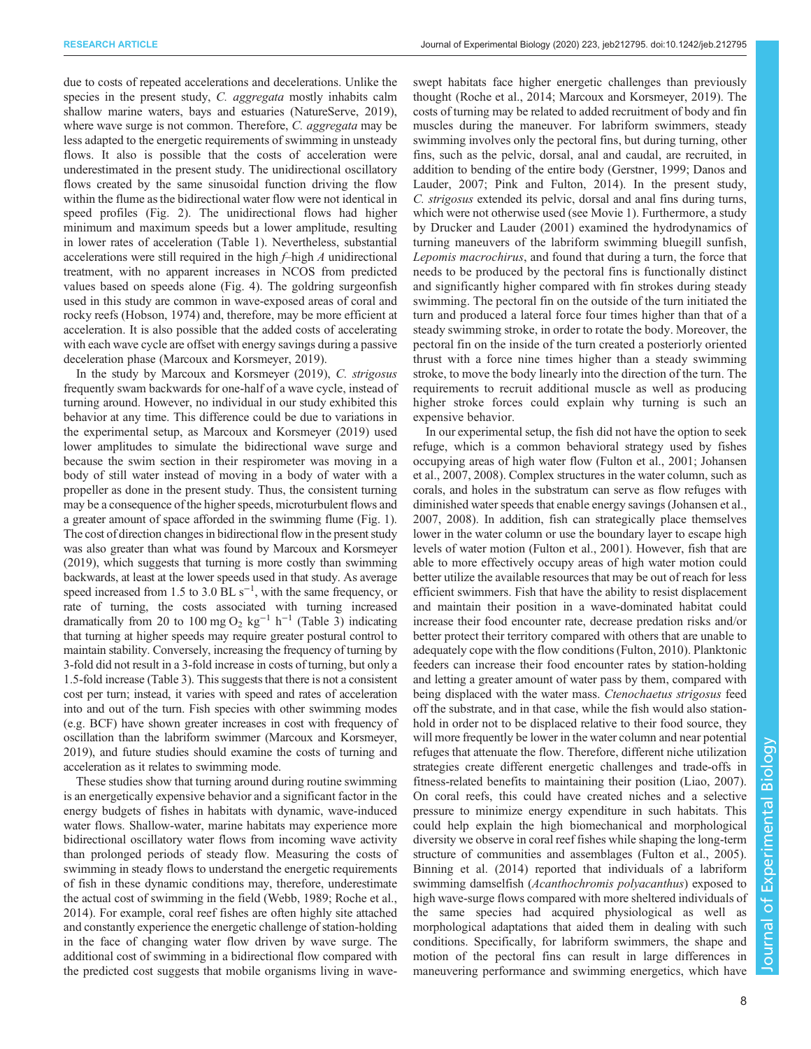due to costs of repeated accelerations and decelerations. Unlike the species in the present study, *C. aggregata* mostly inhabits calm shallow marine waters, bays and estuaries (NatureServe, 2019), where wave surge is not common. Therefore, *C. aggregata* may be less adapted to the energetic requirements of swimming in unsteady flows. It also is possible that the costs of acceleration were underestimated in the present study. The unidirectional oscillatory flows created by the same sinusoidal function driving the flow within the flume as the bidirectional water flow were not identical in speed profiles (Fig. 2). The unidirectional flows had higher minimum and maximum speeds but a lower amplitude, resulting in lower rates of acceleration (Table 1). Nevertheless, substantial accelerations were still required in the high *f*–high *A* unidirectional treatment, with no apparent increases in NCOS from predicted values based on speeds alone (Fig. 4). The goldring surgeonfish used in this study are common in wave-exposed areas of coral and rocky reefs (Hobson, 1974) and, therefore, may be more efficient at acceleration. It is also possible that the added costs of accelerating with each wave cycle are offset with energy savings during a passive deceleration phase (Marcoux and Korsmeyer, 2019).

In the study by Marcoux and Korsmeyer (2019), *C. strigosus* frequently swam backwards for one-half of a wave cycle, instead of turning around. However, no individual in our study exhibited this behavior at any time. This difference could be due to variations in the experimental setup, as Marcoux and Korsmeyer (2019) used lower amplitudes to simulate the bidirectional wave surge and because the swim section in their respirometer was moving in a body of still water instead of moving in a body of water with a propeller as done in the present study. Thus, the consistent turning may be a consequence of the higher speeds, microturbulent flows and a greater amount of space afforded in the swimming flume (Fig. 1). The cost of direction changes in bidirectional flow in the present study was also greater than what was found by Marcoux and Korsmeyer (2019), which suggests that turning is more costly than swimming backwards, at least at the lower speeds used in that study. As average speed increased from 1.5 to 3.0 BL $s^{-1}$, with the same frequency, or rate of turning, the costs associated with turning increased dramatically from 20 to 100 mg $O_2$ $kg^{-1}$ $h^{-1}$ (Table 3) indicating that turning at higher speeds may require greater postural control to maintain stability. Conversely, increasing the frequency of turning by 3-fold did not result in a 3-fold increase in costs of turning, but only a 1.5-fold increase (Table 3). This suggests that there is not a consistent cost per turn; instead, it varies with speed and rates of acceleration into and out of the turn. Fish species with other swimming modes (e.g. BCF) have shown greater increases in cost with frequency of oscillation than the labriform swimmer (Marcoux and Korsmeyer, 2019), and future studies should examine the costs of turning and acceleration as it relates to swimming mode.

These studies show that turning around during routine swimming is an energetically expensive behavior and a significant factor in the energy budgets of fishes in habitats with dynamic, wave-induced water flows. Shallow-water, marine habitats may experience more bidirectional oscillatory water flows from incoming wave activity than prolonged periods of steady flow. Measuring the costs of swimming in steady flows to understand the energetic requirements of fish in these dynamic conditions may, therefore, underestimate the actual cost of swimming in the field (Webb, 1989; Roche et al., 2014). For example, coral reef fishes are often highly site attached and constantly experience the energetic challenge of station-holding in the face of changing water flow driven by wave surge. The additional cost of swimming in a bidirectional flow compared with the predicted cost suggests that mobile organisms living in wave-swept habitats face higher energetic challenges than previously thought (Roche et al., 2014; Marcoux and Korsmeyer, 2019). The costs of turning may be related to added recruitment of body and fin muscles during the maneuver. For labriform swimmers, steady swimming involves only the pectoral fins, but during turning, other fins, such as the pelvic, dorsal, anal and caudal, are recruited, in addition to bending of the entire body (Gerstner, 1999; Danos and Lauder, 2007; Pink and Fulton, 2014). In the present study, *C. strigosus* extended its pelvic, dorsal and anal fins during turns, which were not otherwise used (see Movie 1). Furthermore, a study by Drucker and Lauder (2001) examined the hydrodynamics of turning maneuvers of the labriform swimming bluegill sunfish, *Lepomis macrochirus*, and found that during a turn, the force that needs to be produced by the pectoral fins is functionally distinct and significantly higher compared with fin strokes during steady swimming. The pectoral fin on the outside of the turn initiated the turn and produced a lateral force four times higher than that of a steady swimming stroke, in order to rotate the body. Moreover, the pectoral fin on the inside of the turn created a posteriorly oriented thrust with a force nine times higher than a steady swimming stroke, to move the body linearly into the direction of the turn. The requirements to recruit additional muscle as well as producing higher stroke forces could explain why turning is such an expensive behavior.

In our experimental setup, the fish did not have the option to seek refuge, which is a common behavioral strategy used by fishes occupying areas of high water flow (Fulton et al., 2001; Johansen et al., 2007, 2008). Complex structures in the water column, such as corals, and holes in the substratum can serve as flow refuges with diminished water speeds that enable energy savings (Johansen et al., 2007, 2008). In addition, fish can strategically place themselves lower in the water column or use the boundary layer to escape high levels of water motion (Fulton et al., 2001). However, fish that are able to more effectively occupy areas of high water motion could better utilize the available resources that may be out of reach for less efficient swimmers. Fish that have the ability to resist displacement and maintain their position in a wave-dominated habitat could increase their food encounter rate, decrease predation risks and/or better protect their territory compared with others that are unable to adequately cope with the flow conditions (Fulton, 2010). Planktonic feeders can increase their food encounter rates by station-holding and letting a greater amount of water pass by them, compared with being displaced with the water mass. *Ctenochaetus strigosus* feed off the substrate, and in that case, while the fish would also station-hold in order not to be displaced relative to their food source, they will more frequently be lower in the water column and near potential refuges that attenuate the flow. Therefore, different niche utilization strategies create different energetic challenges and trade-offs in fitness-related benefits to maintaining their position (Liao, 2007). On coral reefs, this could have created niches and a selective pressure to minimize energy expenditure in such habitats. This could help explain the high biomechanical and morphological diversity we observe in coral reef fishes while shaping the long-term structure of communities and assemblages (Fulton et al., 2005). Binning et al. (2014) reported that individuals of a labriform swimming damselfish (*Acanthochromis polyacanthus*) exposed to high wave-surge flows compared with more sheltered individuals of the same species had acquired physiological as well as morphological adaptations that aided them in dealing with such conditions. Specifically, for labriform swimmers, the shape and motion of the pectoral fins can result in large differences in maneuvering performance and swimming energetics, which have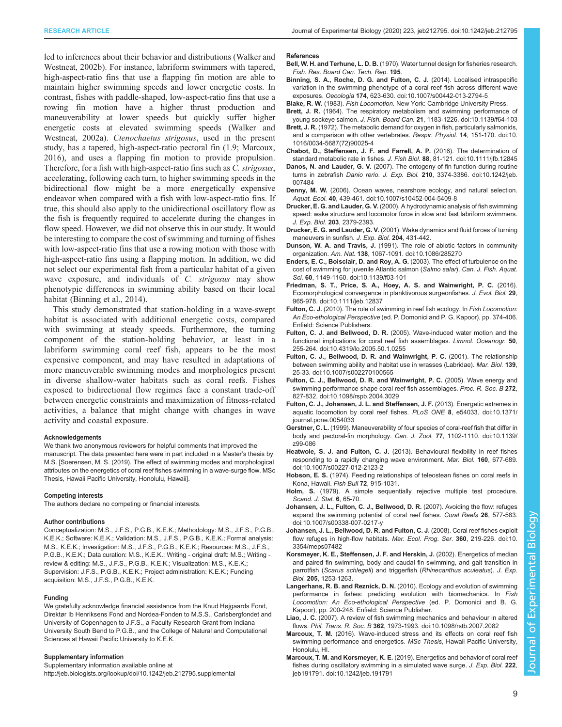led to inferences about their behavior and distributions (Walker and Westneat, 2002b). For instance, labriform swimmers with tapered, high-aspect-ratio fins that use a flapping fin motion are able to maintain higher swimming speeds and lower energetic costs. In contrast, fishes with paddle-shaped, low-aspect-ratio fins that use a rowing fin motion have a higher thrust production and maneuverability at lower speeds but quickly suffer higher energetic costs at elevated swimming speeds (Walker and Westneat, 2002a). *Ctenochaetus strigosus*, used in the present study, has a tapered, high-aspect-ratio pectoral fin (1.9; Marcoux, 2016), and uses a flapping fin motion to provide propulsion. Therefore, for a fish with high-aspect-ratio fins such as *C. strigosus*, accelerating, following each turn, to higher swimming speeds in the bidirectional flow might be a more energetically expensive endeavor when compared with a fish with low-aspect-ratio fins. If true, this should also apply to the unidirectional oscillatory flow as the fish is frequently required to accelerate during the changes in flow speed. However, we did not observe this in our study. It would be interesting to compare the cost of swimming and turning of fishes with low-aspect-ratio fins that use a rowing motion with those with high-aspect-ratio fins using a flapping motion. In addition, we did not select our experimental fish from a particular habitat of a given wave exposure, and individuals of *C. strigosus* may show phenotypic differences in swimming ability based on their local habitat (Binning et al., 2014).

This study demonstrated that station-holding in a wave-swept habitat is associated with additional energetic costs, compared with swimming at steady speeds. Furthermore, the turning component of the station-holding behavior, at least in a labriform swimming coral reef fish, appears to be the most expensive component, and may have resulted in adaptations of more maneuverable swimming modes and morphologies present in diverse shallow-water habitats such as coral reefs. Fishes exposed to bidirectional flow regimes face a constant trade-off between energetic constraints and maximization of fitness-related activities, a balance that might change with changes in wave activity and coastal exposure.

#### Acknowledgements

We thank two anonymous reviewers for helpful comments that improved the manuscript. The data presented here were in part included in a Master's thesis by M.S. [Soerensen, M. S. (2019). The effect of swimming modes and morphological attributes on the energetics of coral reef fishes swimming in a wave-surge flow. MSc Thesis, Hawaii Pacific University, Honolulu, Hawaii].

#### Competing interests

The authors declare no competing or financial interests.

#### Author contributions

Conceptualization: M.S., J.F.S., P.G.B., K.E.K.; Methodology: M.S., J.F.S., P.G.B., K.E.K.; Software: K.E.K.; Validation: M.S., J.F.S., P.G.B., K.E.K.; Formal analysis: M.S., K.E.K.; Investigation: M.S., J.F.S., P.G.B., K.E.K.; Resources: M.S., J.F.S., P.G.B., K.E.K.; Data curation: M.S., K.E.K.; Writing - original draft: M.S.; Writing - review & editing: M.S., J.F.S., P.G.B., K.E.K.; Visualization: M.S., K.E.K.; Supervision: J.F.S., P.G.B., K.E.K.; Project administration: K.E.K.; Funding acquisition: M.S., J.F.S., P.G.B., K.E.K.

#### Funding

We gratefully acknowledge financial assistance from the Knud Højgaards Fond, Direktør Ib Henriksens Fond and Nordea-Fonden to M.S.S., Carlsbergfondet and University of Copenhagen to J.F.S., a Faculty Research Grant from Indiana University South Bend to P.G.B., and the College of Natural and Computational Sciences at Hawaii Pacific University to K.E.K.

#### Supplementary information

Supplementary information available online at http://jeb.biologists.org/lookup/doi/10.1242/jeb.212795.supplemental

#### References

**Bell, W. H. and Terhune, L. D. B.** (1970). Water tunnel design for fisheries research. *Fish. Res. Board Can. Tech. Rep.* **195**.

**Binning, S. A., Roche, D. G. and Fulton, C. J.** (2014). Localised intraspecific variation in the swimming phenotype of a coral reef fish across different wave exposures. *Oecologia* **174**, 623-630. doi:10.1007/s00442-013-2794-5

**Blake, R. W.** (1983). *Fish Locomotion*. New York: Cambridge University Press.

**Brett, J. R.** (1964). The respiratory metabolism and swimming performance of young sockeye salmon. *J. Fish. Board Can.* **21**, 1183-1226. doi:10.1139/f64-103

**Brett, J. R.** (1972). The metabolic demand for oxygen in fish, particularly salmonids, and a comparison with other vertebrates. *Respir. Physiol.* **14**, 151-170. doi:10.1016/0034-5687(72)90025-4

**Chabot, D., Steffensen, J. F. and Farrell, A. P.** (2016). The determination of standard metabolic rate in fishes. *J. Fish Biol.* **88**, 81-121. doi:10.1111/jfb.12845

**Danos, N. and Lauder, G. V.** (2007). The ontogeny of fin function during routine turns in zebrafish *Danio rerio*. *J. Exp. Biol.* **210**, 3374-3386. doi:10.1242/jeb.007484

**Denny, M. W.** (2006). Ocean waves, nearshore ecology, and natural selection. *Aquat. Ecol.* **40**, 439-461. doi:10.1007/s10452-004-5409-8

**Drucker, E. G. and Lauder, G. V.** (2000). A hydrodynamic analysis of fish swimming speed: wake structure and locomotor force in slow and fast labriform swimmers. *J. Exp. Biol.* **203**, 2379-2393.

**Drucker, E. G. and Lauder, G. V.** (2001). Wake dynamics and fluid forces of turning maneuvers in sunfish. *J. Exp. Biol.* **204**, 431-442.

**Dunson, W. A. and Travis, J.** (1991). The role of abiotic factors in community organization. *Am. Nat.* **138**, 1067-1091. doi:10.1086/285270

**Enders, E. C., Boisclair, D. and Roy, A. G.** (2003). The effect of turbulence on the cost of swimming for juvenile Atlantic salmon (*Salmo salar*). *Can. J. Fish. Aquat. Sci.* **60**, 1149-1160. doi:10.1139/f03-101

**Friedman, S. T., Price, S. A., Hoey, A. S. and Wainwright, P. C.** (2016). Ecomorphological convergence in planktivorous surgeonfishes. *J. Evol. Biol.* **29**, 965-978. doi:10.1111/jeb.12837

**Fulton, C. J.** (2010). The role of swimming in reef fish ecology. In *Fish Locomotion: An Eco-ethological Perspective* (ed. P. Domonici and P. G. Kapoor), pp. 374-406. Enfield: Science Publishers.

**Fulton, C. J. and Bellwood, D. R.** (2005). Wave-induced water motion and the functional implications for coral reef fish assemblages. *Limnol. Oceanogr.* **50**, 255-264. doi:10.4319/lo.2005.50.1.0255

**Fulton, C. J., Bellwood, D. R. and Wainwright, P. C.** (2001). The relationship between swimming ability and habitat use in wrasses (Labridae). *Mar. Biol.* **139**, 25-33. doi:10.1007/s002270100565

**Fulton, C. J., Bellwood, D. R. and Wainwright, P. C.** (2005). Wave energy and swimming performance shape coral reef fish assemblages. *Proc. R. Soc. B* **272**, 827-832. doi:10.1098/rspb.2004.3029

**Fulton, C. J., Johansen, J. L. and Steffensen, J. F.** (2013). Energetic extremes in aquatic locomotion by coral reef fishes. *PLoS ONE* **8**, e54033. doi:10.1371/journal.pone.0054033

**Gerstner, C. L.** (1999). Maneuverability of four species of coral-reef fish that differ in body and pectoral-fin morphology. *Can. J. Zool.* **77**, 1102-1110. doi:10.1139/z99-086

**Heatwole, S. J. and Fulton, C. J.** (2013). Behavioural flexibility in reef fishes responding to a rapidly changing wave environment. *Mar. Biol.* **160**, 677-689. doi:10.1007/s00227-012-2123-2

**Hobson, E. S.** (1974). Feeding relationships of teleostean fishes on coral reefs in Kona, Hawaii. *Fish Bull* **72**, 915-1031.

**Holm, S.** (1979). A simple sequentially rejective multiple test procedure. *Scand. J. Stat.* **6**, 65-70.

**Johansen, J. L., Fulton, C. J., Bellwood, D. R.** (2007). Avoiding the flow: refuges expand the swimming potential of coral reef fishes. *Coral Reefs* **26**, 577-583. doi:10.1007/s00338-007-0217-y

**Johansen, J. L., Bellwood, D. R. and Fulton, C. J.** (2008). Coral reef fishes exploit flow refuges in high-flow habitats. *Mar. Ecol. Prog. Ser.* **360**, 219-226. doi:10.3354/meps07482

**Korsmeyer, K. E., Steffensen, J. F. and Herskin, J.** (2002). Energetics of median and paired fin swimming, body and caudal fin swimming, and gait transition in parrotfish (*Scarus schlegeli*) and triggerfish (*Rhinecanthus aculeatus*). *J. Exp. Biol.* **205**, 1253-1263.

**Langerhans, R. B. and Reznick, D. N.** (2010). Ecology and evolution of swimming performance in fishes: predicting evolution with biomechanics. In *Fish Locomotion: An Eco-ethological Perspective* (ed. P. Domonici and B. G. Kapoor), pp. 200-248. Enfield: Science Publisher.

**Liao, J. C.** (2007). A review of fish swimming mechanics and behaviour in altered flows. *Phil. Trans. R. Soc. B* **362**, 1973-1993. doi:10.1098/rstb.2007.2082

**Marcoux, T. M.** (2016). Wave-induced stress and its effects on coral reef fish swimming performance and energetics. *MSc Thesis*, Hawaii Pacific University, Honolulu, HI.

**Marcoux, T. M. and Korsmeyer, K. E.** (2019). Energetics and behavior of coral reef fishes during oscillatory swimming in a simulated wave surge. *J. Exp. Biol.* **222**, jeb191791. doi:10.1242/jeb.191791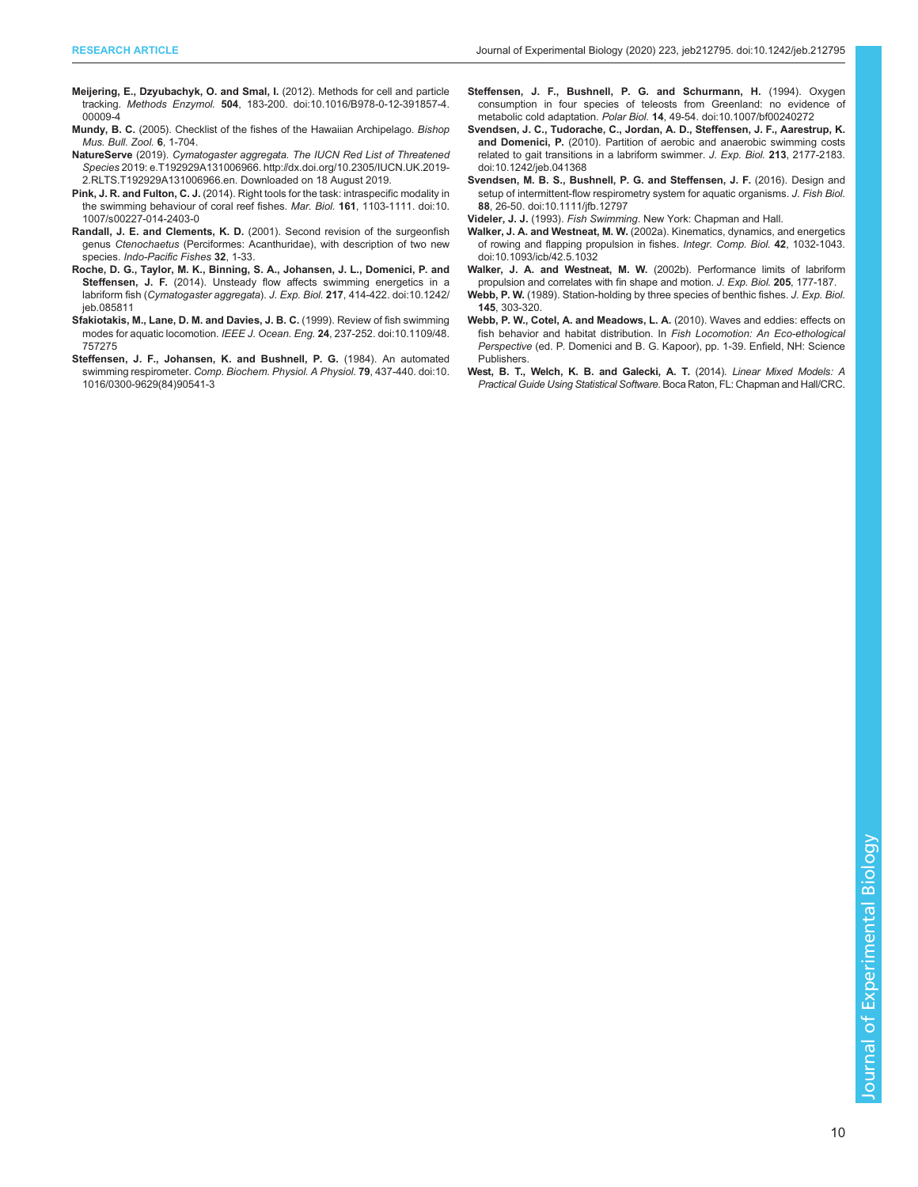**Meijering, E., Dzyubachyk, O. and Smal, I.** (2012). Methods for cell and particle tracking. *Methods Enzymol.* **504**, 183-200. doi:10.1016/B978-0-12-391857-4.00009-4

**Mundy, B. C.** (2005). Checklist of the fishes of the Hawaiian Archipelago. *Bishop Mus. Bull. Zool.* **6**, 1-704.

**NatureServe** (2019). *Cymatogaster aggregata. The IUCN Red List of Threatened Species* 2019: e.T192929A131006966. http://dx.doi.org/10.2305/IUCN.UK.2019-2.RLTS.T192929A131006966.en. Downloaded on 18 August 2019.

**Pink, J. R. and Fulton, C. J.** (2014). Right tools for the task: intraspecific modality in the swimming behaviour of coral reef fishes. *Mar. Biol.* **161**, 1103-1111. doi:10.1007/s00227-014-2403-0

**Randall, J. E. and Clements, K. D.** (2001). Second revision of the surgeonfish genus *Ctenochaetus* (Perciformes: Acanthuridae), with description of two new species. *Indo-Pacific Fishes* **32**, 1-33.

**Roche, D. G., Taylor, M. K., Binning, S. A., Johansen, J. L., Domenici, P. and Steffensen, J. F.** (2014). Unsteady flow affects swimming energetics in a labriform fish (*Cymatogaster aggregata*). *J. Exp. Biol.* **217**, 414-422. doi:10.1242/jeb.085811

**Sfakiotakis, M., Lane, D. M. and Davies, J. B. C.** (1999). Review of fish swimming modes for aquatic locomotion. *IEEE J. Ocean. Eng.* **24**, 237-252. doi:10.1109/48.757275

**Steffensen, J. F., Johansen, K. and Bushnell, P. G.** (1984). An automated swimming respirometer. *Comp. Biochem. Physiol. A Physiol.* **79**, 437-440. doi:10.1016/0300-9629(84)90541-3

**Steffensen, J. F., Bushnell, P. G. and Schurmann, H.** (1994). Oxygen consumption in four species of teleosts from Greenland: no evidence of metabolic cold adaptation. *Polar Biol.* **14**, 49-54. doi:10.1007/bf00240272

**Svendsen, J. C., Tudorache, C., Jordan, A. D., Steffensen, J. F., Aarestrup, K. and Domenici, P.** (2010). Partition of aerobic and anaerobic swimming costs related to gait transitions in a labriform swimmer. *J. Exp. Biol.* **213**, 2177-2183. doi:10.1242/jeb.041368

**Svendsen, M. B. S., Bushnell, P. G. and Steffensen, J. F.** (2016). Design and setup of intermittent-flow respirometry system for aquatic organisms. *J. Fish Biol.* **88**, 26-50. doi:10.1111/jfb.12797

**Videler, J. J.** (1993). *Fish Swimming*. New York: Chapman and Hall.

**Walker, J. A. and Westneat, M. W.** (2002a). Kinematics, dynamics, and energetics of rowing and flapping propulsion in fishes. *Integr. Comp. Biol.* **42**, 1032-1043. doi:10.1093/icb/42.5.1032

**Walker, J. A. and Westneat, M. W.** (2002b). Performance limits of labriform propulsion and correlates with fin shape and motion. *J. Exp. Biol.* **205**, 177-187.

**Webb, P. W.** (1989). Station-holding by three species of benthic fishes. *J. Exp. Biol.* **145**, 303-320.

**Webb, P. W., Cotel, A. and Meadows, L. A.** (2010). Waves and eddies: effects on fish behavior and habitat distribution. In *Fish Locomotion: An Eco-ethological Perspective* (ed. P. Domenici and B. G. Kapoor), pp. 1-39. Enfield, NH: Science Publishers.

**West, B. T., Welch, K. B. and Galecki, A. T.** (2014). *Linear Mixed Models: A Practical Guide Using Statistical Software.* Boca Raton, FL: Chapman and Hall/CRC.